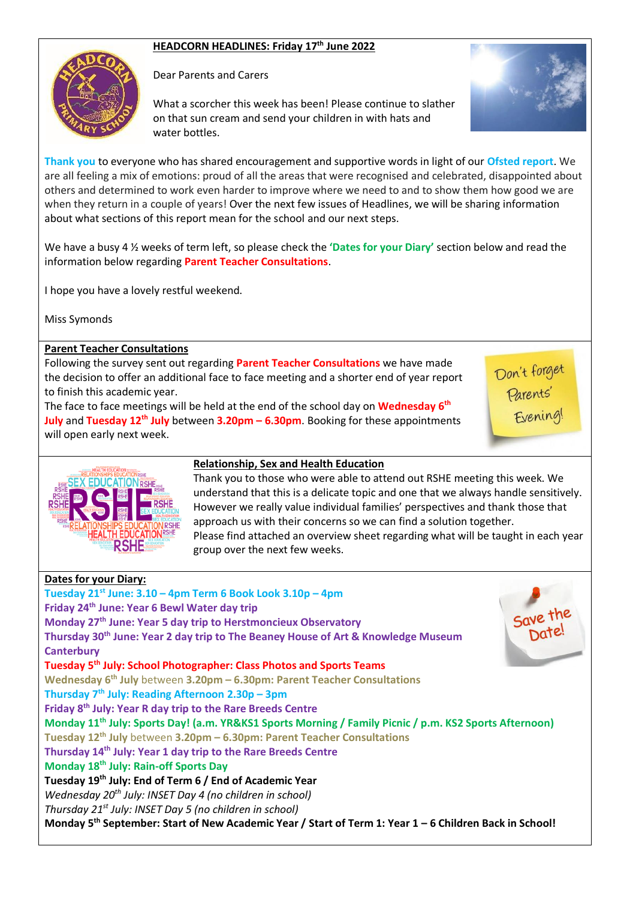## HEADCORN HEADLINES: Friday 17th June 2022

Dear Parents and Carers

What a scorcher this week has been! Please continue to slather on that sun cream and send your children in with hats and water bottles.

**Thank you** to everyone who has shared encouragement and supportive words in light of our **Ofsted report**. We are all feeling a mix of emotions: proud of all the areas that were recognised and celebrated, disappointed about others and determined to work even harder to improve where we need to and to show them how good we are when they return in a couple of years! Over the next few issues of Headlines, we will be sharing information about what sections of this report mean for the school and our next steps.

We have a busy 4 ½ weeks of term left, so please check the **'Dates for your Diary'** section below and read the information below regarding **Parent Teacher Consultations**.

I hope you have a lovely restful weekend.

Miss Symonds

### Parent Teacher Consultations

Following the survey sent out regarding **Parent Teacher Consultations** we have made the decision to offer an additional face to face meeting and a shorter end of year report to finish this academic year.

The face to face meetings will be held at the end of the school day on **Wednesday 6th July** and **Tuesday 12th July** between **3.20pm – 6.30pm**. Booking for these appointments will open early next week.

Don't forget Parents' Evening!

### Relationship, Sex and Health Education

Thank you to those who were able to attend out RSHE meeting this week. We understand that this is a delicate topic and one that we always handle sensitively. However we really value individual families' perspectives and thank those that approach us with their concerns so we can find a solution together.

Please find attached an overview sheet regarding what will be taught in each year group over the next few weeks.

### Dates for your Diary:

Save the Date!

**Tuesday 21st June: 3.10 – 4pm Term 6 Book Look 3.10p – 4pm**
**Friday 24th June: Year 6 Bewl Water day trip**
**Monday 27th June: Year 5 day trip to Herstmoncieux Observatory**
**Thursday 30th June: Year 2 day trip to The Beaney House of Art & Knowledge Museum Canterbury**
**Tuesday 5th July: School Photographer: Class Photos and Sports Teams**
**Wednesday 6th July** between **3.20pm – 6.30pm: Parent Teacher Consultations**
**Thursday 7th July: Reading Afternoon 2.30p – 3pm**
**Friday 8th July: Year R day trip to the Rare Breeds Centre**
**Monday 11th July: Sports Day! (a.m. YR&KS1 Sports Morning / Family Picnic / p.m. KS2 Sports Afternoon)**
**Tuesday 12th July** between **3.20pm – 6.30pm: Parent Teacher Consultations**
**Thursday 14th July: Year 1 day trip to the Rare Breeds Centre**
**Monday 18th July: Rain-off Sports Day**
**Tuesday 19th July: End of Term 6 / End of Academic Year**
*Wednesday 20th July: INSET Day 4 (no children in school)*
*Thursday 21st July: INSET Day 5 (no children in school)*
**Monday 5th September: Start of New Academic Year / Start of Term 1: Year 1 – 6 Children Back in School!**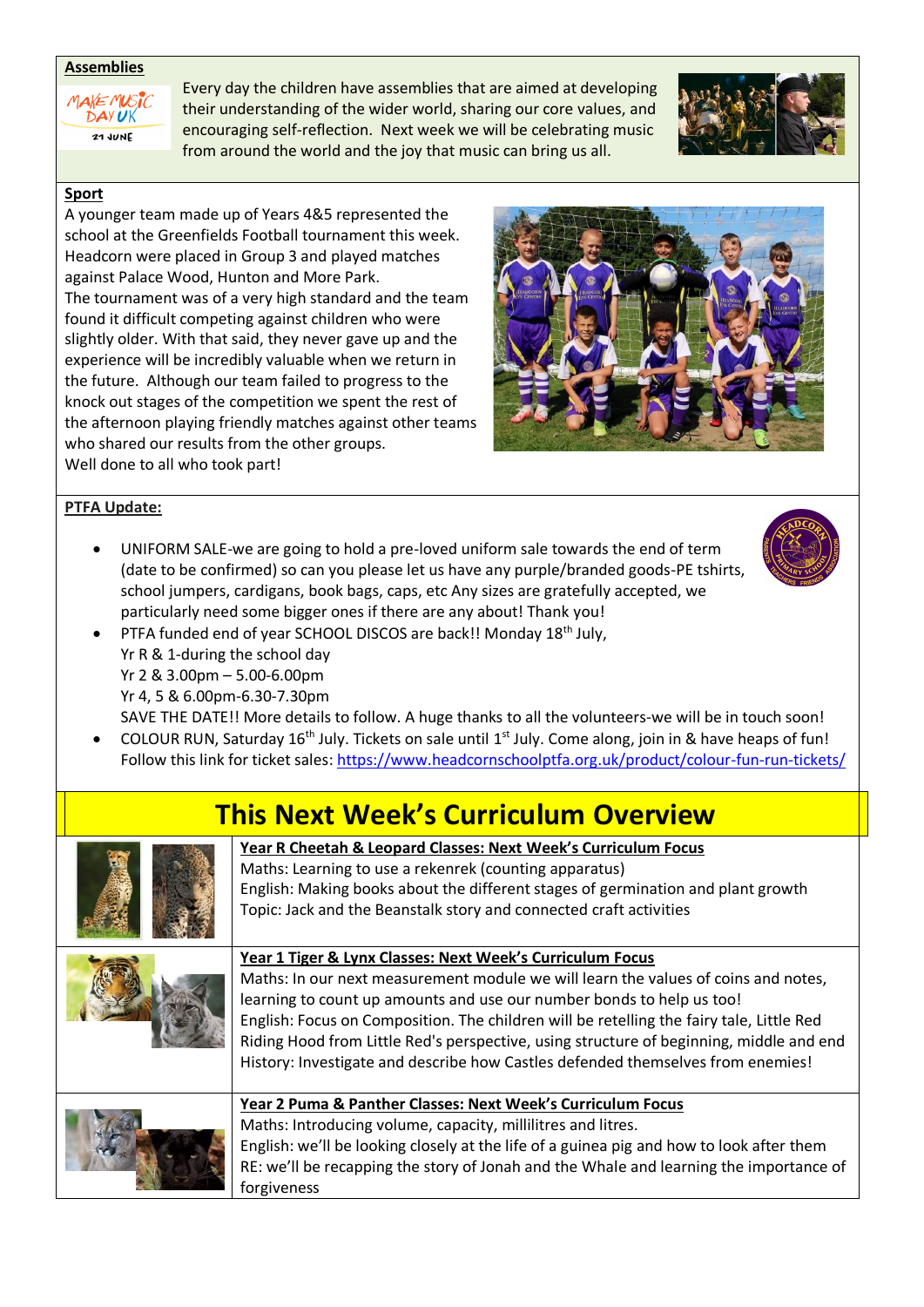## Assemblies

Every day the children have assemblies that are aimed at developing their understanding of the wider world, sharing our core values, and encouraging self-reflection. Next week we will be celebrating music from around the world and the joy that music can bring us all.

## Sport

A younger team made up of Years 4&5 represented the school at the Greenfields Football tournament this week. Headcorn were placed in Group 3 and played matches against Palace Wood, Hunton and More Park.

The tournament was of a very high standard and the team found it difficult competing against children who were slightly older. With that said, they never gave up and the experience will be incredibly valuable when we return in the future. Although our team failed to progress to the knock out stages of the competition we spent the rest of the afternoon playing friendly matches against other teams who shared our results from the other groups.

Well done to all who took part!

## PTFA Update:

- UNIFORM SALE-we are going to hold a pre-loved uniform sale towards the end of term (date to be confirmed) so can you please let us have any purple/branded goods-PE tshirts, school jumpers, cardigans, book bags, caps, etc Any sizes are gratefully accepted, we particularly need some bigger ones if there are any about! Thank you!
- PTFA funded end of year SCHOOL DISCOS are back!! Monday 18th July,
  Yr R & 1-during the school day
  Yr 2 & 3.00pm – 5.00-6.00pm
  Yr 4, 5 & 6.00pm-6.30-7.30pm
  SAVE THE DATE!! More details to follow. A huge thanks to all the volunteers-we will be in touch soon!
- COLOUR RUN, Saturday 16th July. Tickets on sale until 1st July. Come along, join in & have heaps of fun! Follow this link for ticket sales: https://www.headcornschoolptfa.org.uk/product/colour-fun-run-tickets/

# This Next Week's Curriculum Overview

**Year R Cheetah & Leopard Classes: Next Week's Curriculum Focus**

Maths: Learning to use a rekenrek (counting apparatus)
English: Making books about the different stages of germination and plant growth
Topic: Jack and the Beanstalk story and connected craft activities

**Year 1 Tiger & Lynx Classes: Next Week's Curriculum Focus**

Maths: In our next measurement module we will learn the values of coins and notes, learning to count up amounts and use our number bonds to help us too!
English: Focus on Composition. The children will be retelling the fairy tale, Little Red Riding Hood from Little Red's perspective, using structure of beginning, middle and end
History: Investigate and describe how Castles defended themselves from enemies!

**Year 2 Puma & Panther Classes: Next Week's Curriculum Focus**

Maths: Introducing volume, capacity, millilitres and litres.
English: we'll be looking closely at the life of a guinea pig and how to look after them
RE: we'll be recapping the story of Jonah and the Whale and learning the importance of forgiveness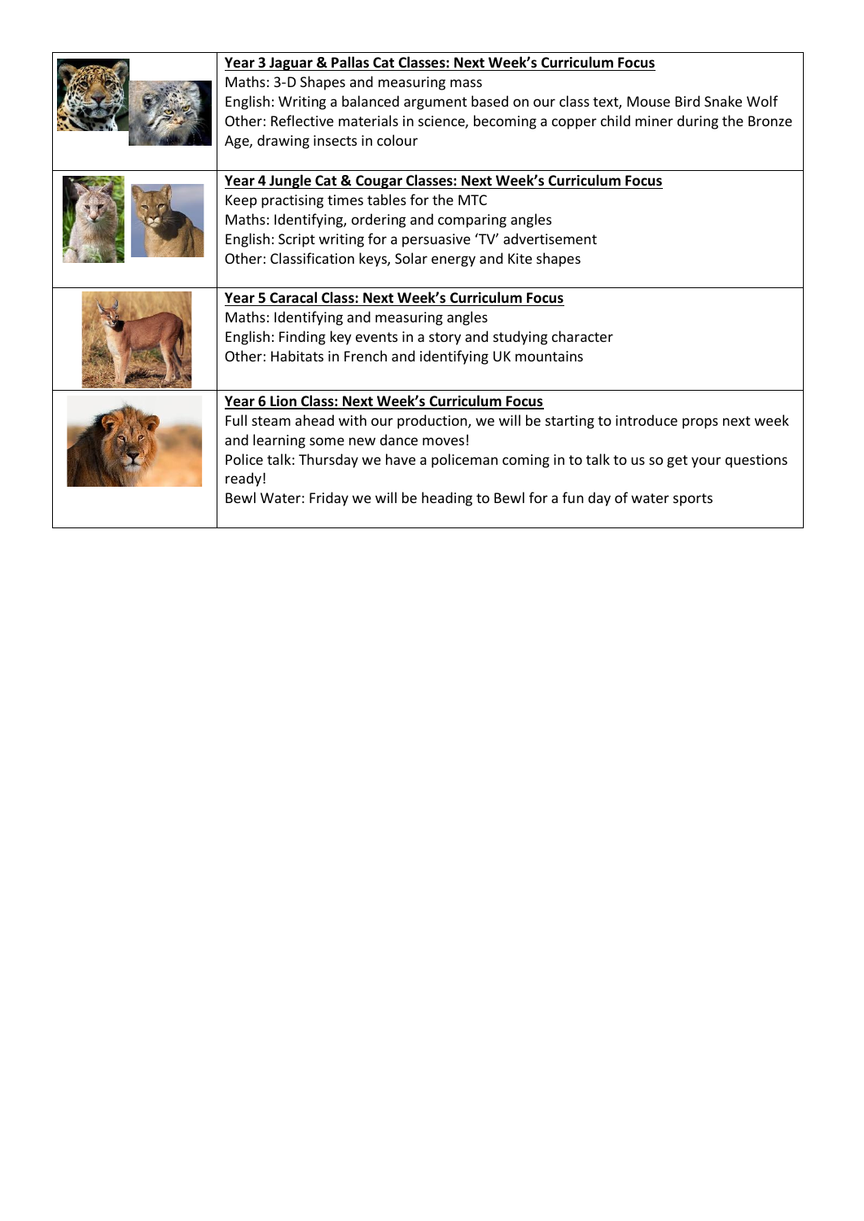| | |
|---|---|
| | **Year 3 Jaguar & Pallas Cat Classes: Next Week's Curriculum Focus**<br>Maths: 3-D Shapes and measuring mass<br>English: Writing a balanced argument based on our class text, Mouse Bird Snake Wolf<br>Other: Reflective materials in science, becoming a copper child miner during the Bronze Age, drawing insects in colour |
| | **Year 4 Jungle Cat & Cougar Classes: Next Week's Curriculum Focus**<br>Keep practising times tables for the MTC<br>Maths: Identifying, ordering and comparing angles<br>English: Script writing for a persuasive 'TV' advertisement<br>Other: Classification keys, Solar energy and Kite shapes |
| | **Year 5 Caracal Class: Next Week's Curriculum Focus**<br>Maths: Identifying and measuring angles<br>English: Finding key events in a story and studying character<br>Other: Habitats in French and identifying UK mountains |
| | **Year 6 Lion Class: Next Week's Curriculum Focus**<br>Full steam ahead with our production, we will be starting to introduce props next week and learning some new dance moves!<br>Police talk: Thursday we have a policeman coming in to talk to us so get your questions ready!<br>Bewl Water: Friday we will be heading to Bewl for a fun day of water sports |